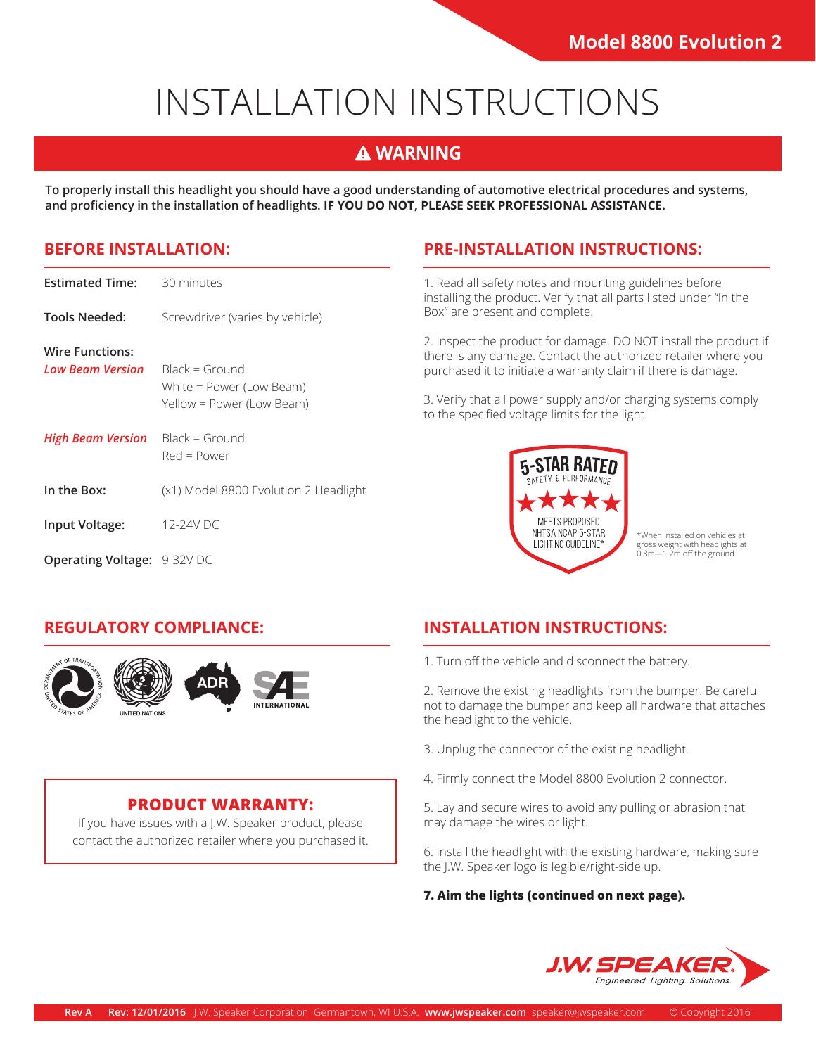**Model 8800 Evolution 2**

# INSTALLATION INSTRUCTIONS

## ⚠ WARNING

**To properly install this headlight you should have a good understanding of automotive electrical procedures and systems, and proficiency in the installation of headlights. IF YOU DO NOT, PLEASE SEEK PROFESSIONAL ASSISTANCE.**

## BEFORE INSTALLATION:

**Estimated Time:** 30 minutes

**Tools Needed:** Screwdriver (varies by vehicle)

**Wire Functions:**

***Low Beam Version***
- Black = Ground
- White = Power (Low Beam)
- Yellow = Power (Low Beam)

***High Beam Version***
- Black = Ground
- Red = Power

**In the Box:** (x1) Model 8800 Evolution 2 Headlight

**Input Voltage:** 12-24V DC

**Operating Voltage:** 9-32V DC

## PRE-INSTALLATION INSTRUCTIONS:

1. Read all safety notes and mounting guidelines before installing the product. Verify that all parts listed under "In the Box" are present and complete.

2. Inspect the product for damage. DO NOT install the product if there is any damage. Contact the authorized retailer where you purchased it to initiate a warranty claim if there is damage.

3. Verify that all power supply and/or charging systems comply to the specified voltage limits for the light.

5-STAR RATED
SAFETY & PERFORMANCE
MEETS PROPOSED NHTSA NCAP 5-STAR LIGHTING GUIDELINE*

*When installed on vehicles at gross weight with headlights at 0.8m—1.2m off the ground.

## REGULATORY COMPLIANCE:

DEPARTMENT OF TRANSPORTATION · UNITED STATES OF AMERICA · UNITED NATIONS · ADR · SAE INTERNATIONAL

## PRODUCT WARRANTY:

If you have issues with a J.W. Speaker product, please contact the authorized retailer where you purchased it.

## INSTALLATION INSTRUCTIONS:

1. Turn off the vehicle and disconnect the battery.

2. Remove the existing headlights from the bumper. Be careful not to damage the bumper and keep all hardware that attaches the headlight to the vehicle.

3. Unplug the connector of the existing headlight.

4. Firmly connect the Model 8800 Evolution 2 connector.

5. Lay and secure wires to avoid any pulling or abrasion that may damage the wires or light.

6. Install the headlight with the existing hardware, making sure the J.W. Speaker logo is legible/right-side up.

**7. Aim the lights (continued on next page).**

J.W. SPEAKER
*Engineered. Lighting. Solutions.*

**Rev A** **Rev: 12/01/2016** J.W. Speaker Corporation Germantown, WI U.S.A. **www.jwspeaker.com** speaker@jwspeaker.com © Copyright 2016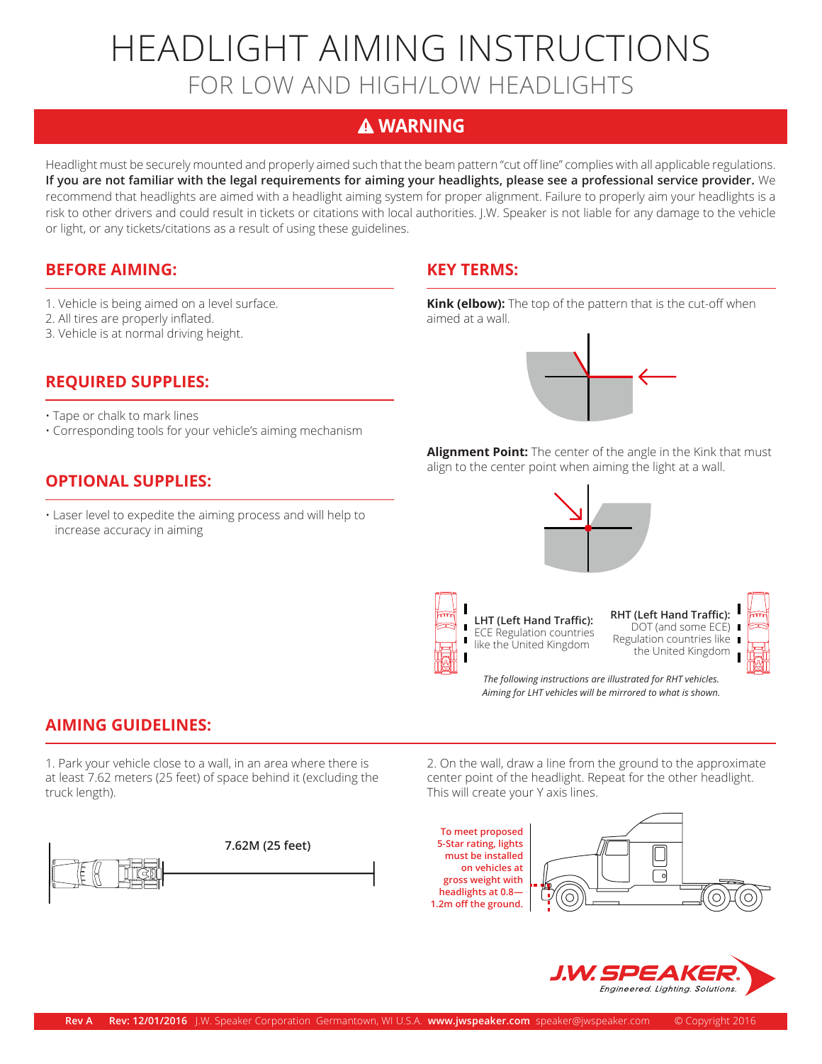# HEADLIGHT AIMING INSTRUCTIONS

## FOR LOW AND HIGH/LOW HEADLIGHTS

### ⚠ WARNING

Headlight must be securely mounted and properly aimed such that the beam pattern "cut off line" complies with all applicable regulations. **If you are not familiar with the legal requirements for aiming your headlights, please see a professional service provider.** We recommend that headlights are aimed with a headlight aiming system for proper alignment. Failure to properly aim your headlights is a risk to other drivers and could result in tickets or citations with local authorities. J.W. Speaker is not liable for any damage to the vehicle or light, or any tickets/citations as a result of using these guidelines.

### BEFORE AIMING:

1. Vehicle is being aimed on a level surface.
2. All tires are properly inflated.
3. Vehicle is at normal driving height.

### REQUIRED SUPPLIES:

- Tape or chalk to mark lines
- Corresponding tools for your vehicle's aiming mechanism

### OPTIONAL SUPPLIES:

- Laser level to expedite the aiming process and will help to increase accuracy in aiming

### KEY TERMS:

**Kink (elbow):** The top of the pattern that is the cut-off when aimed at a wall.

**Alignment Point:** The center of the angle in the Kink that must align to the center point when aiming the light at a wall.

**LHT (Left Hand Traffic):** ECE Regulation countries like the United Kingdom

**RHT (Left Hand Traffic):** DOT (and some ECE) Regulation countries like the United Kingdom

*The following instructions are illustrated for RHT vehicles. Aiming for LHT vehicles will be mirrored to what is shown.*

### AIMING GUIDELINES:

1. Park your vehicle close to a wall, in an area where there is at least 7.62 meters (25 feet) of space behind it (excluding the truck length).

7.62M (25 feet)

2. On the wall, draw a line from the ground to the approximate center point of the headlight. Repeat for the other headlight. This will create your Y axis lines.

To meet proposed 5-Star rating, lights must be installed on vehicles at gross weight with headlights at 0.8—1.2m off the ground.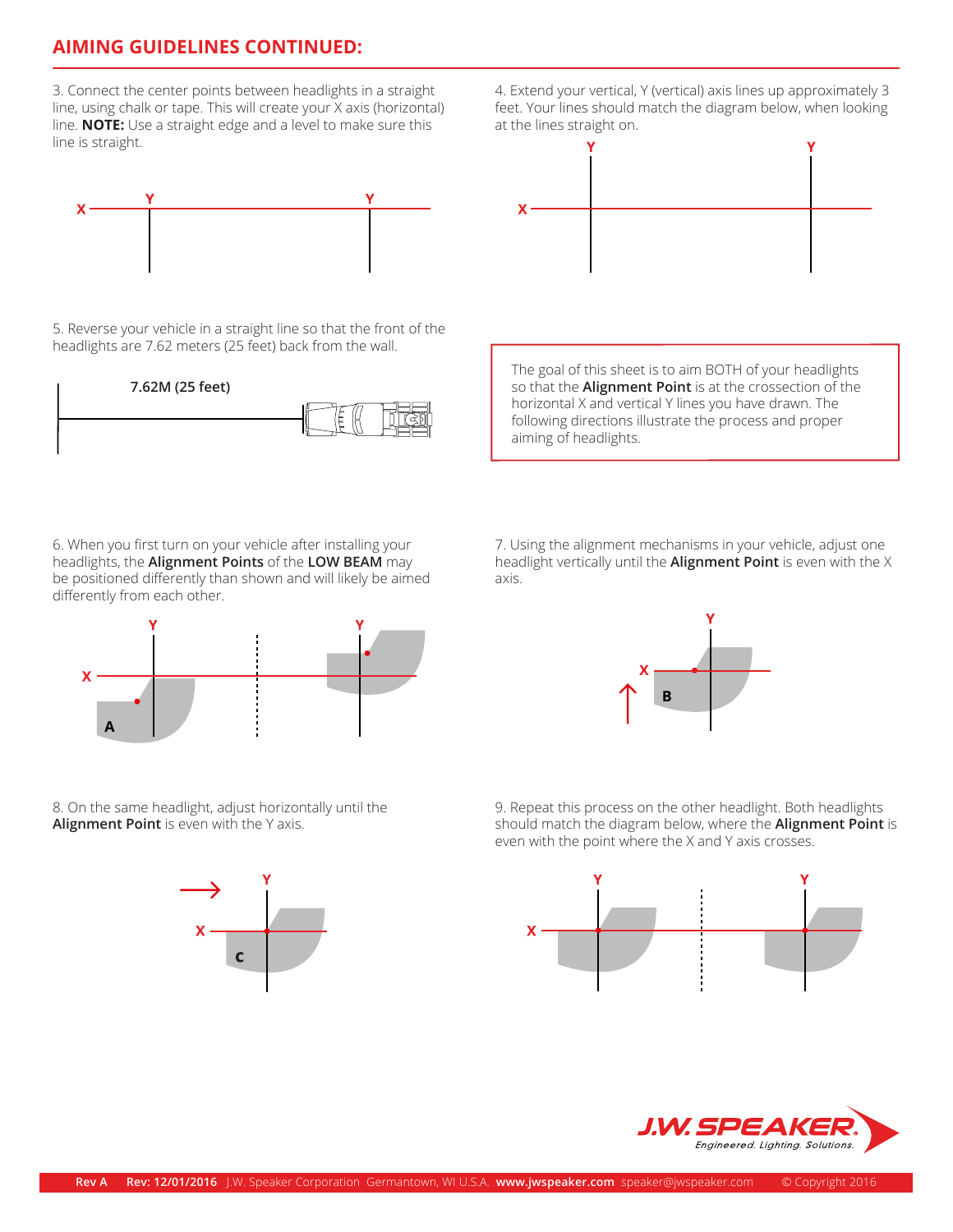## AIMING GUIDELINES CONTINUED:

3. Connect the center points between headlights in a straight line, using chalk or tape. This will create your X axis (horizontal) line. **NOTE:** Use a straight edge and a level to make sure this line is straight.

4. Extend your vertical, Y (vertical) axis lines up approximately 3 feet. Your lines should match the diagram below, when looking at the lines straight on.

5. Reverse your vehicle in a straight line so that the front of the headlights are 7.62 meters (25 feet) back from the wall.

7.62M (25 feet)

The goal of this sheet is to aim BOTH of your headlights so that the **Alignment Point** is at the crossection of the horizontal X and vertical Y lines you have drawn. The following directions illustrate the process and proper aiming of headlights.

6. When you first turn on your vehicle after installing your headlights, the **Alignment Points** of the **LOW BEAM** may be positioned differently than shown and will likely be aimed differently from each other.

7. Using the alignment mechanisms in your vehicle, adjust one headlight vertically until the **Alignment Point** is even with the X axis.

8. On the same headlight, adjust horizontally until the **Alignment Point** is even with the Y axis.

9. Repeat this process on the other headlight. Both headlights should match the diagram below, where the **Alignment Point** is even with the point where the X and Y axis crosses.

**J.W. SPEAKER.** *Engineered. Lighting. Solutions.*

Rev A **Rev: 12/01/2016** J.W. Speaker Corporation Germantown, WI U.S.A. **www.jwspeaker.com** speaker@jwspeaker.com © Copyright 2016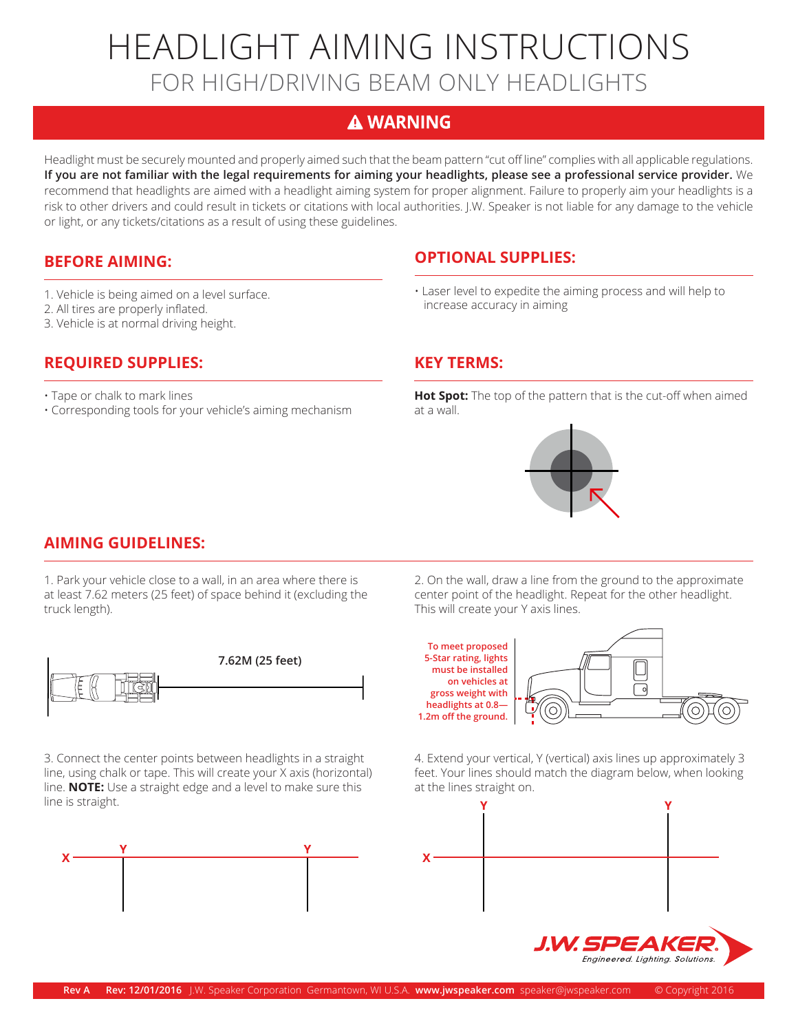# HEADLIGHT AIMING INSTRUCTIONS

## FOR HIGH/DRIVING BEAM ONLY HEADLIGHTS

## ⚠ WARNING

Headlight must be securely mounted and properly aimed such that the beam pattern "cut off line" complies with all applicable regulations. **If you are not familiar with the legal requirements for aiming your headlights, please see a professional service provider.** We recommend that headlights are aimed with a headlight aiming system for proper alignment. Failure to properly aim your headlights is a risk to other drivers and could result in tickets or citations with local authorities. J.W. Speaker is not liable for any damage to the vehicle or light, or any tickets/citations as a result of using these guidelines.

### BEFORE AIMING:

1. Vehicle is being aimed on a level surface.
2. All tires are properly inflated.
3. Vehicle is at normal driving height.

### OPTIONAL SUPPLIES:

- Laser level to expedite the aiming process and will help to increase accuracy in aiming

### REQUIRED SUPPLIES:

- Tape or chalk to mark lines
- Corresponding tools for your vehicle's aiming mechanism

### KEY TERMS:

**Hot Spot:** The top of the pattern that is the cut-off when aimed at a wall.

### AIMING GUIDELINES:

1. Park your vehicle close to a wall, in an area where there is at least 7.62 meters (25 feet) of space behind it (excluding the truck length).

7.62M (25 feet)

2. On the wall, draw a line from the ground to the approximate center point of the headlight. Repeat for the other headlight. This will create your Y axis lines.

To meet proposed 5-Star rating, lights must be installed on vehicles at gross weight with headlights at 0.8—1.2m off the ground.

3. Connect the center points between headlights in a straight line, using chalk or tape. This will create your X axis (horizontal) line. **NOTE:** Use a straight edge and a level to make sure this line is straight.

4. Extend your vertical, Y (vertical) axis lines up approximately 3 feet. Your lines should match the diagram below, when looking at the lines straight on.

J.W. SPEAKER. *Engineered. Lighting. Solutions.*

Rev A Rev: 12/01/2016 J.W. Speaker Corporation Germantown, WI U.S.A. **www.jwspeaker.com** speaker@jwspeaker.com © Copyright 2016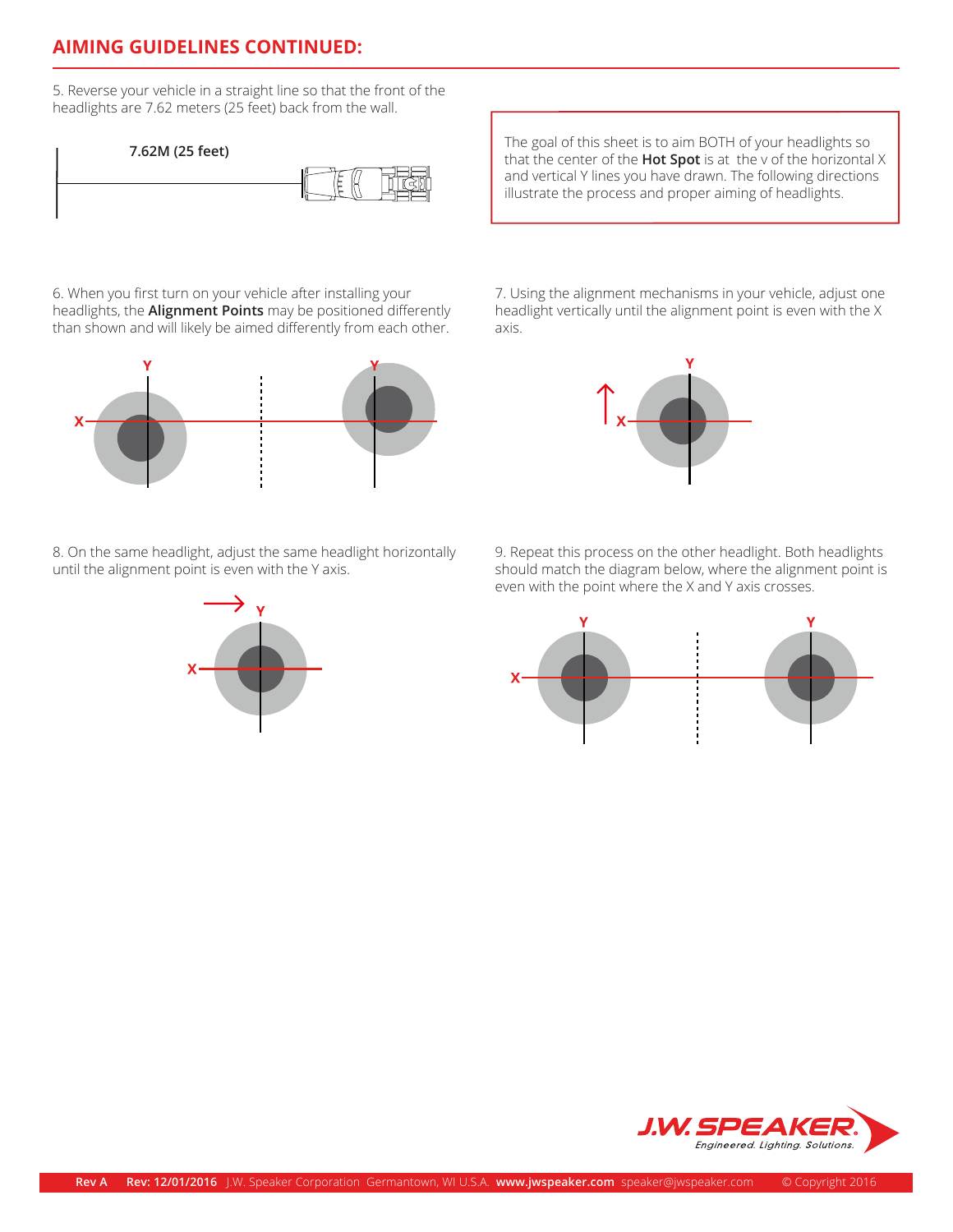## AIMING GUIDELINES CONTINUED:

5. Reverse your vehicle in a straight line so that the front of the headlights are 7.62 meters (25 feet) back from the wall.

7.62M (25 feet)

The goal of this sheet is to aim BOTH of your headlights so that the center of the **Hot Spot** is at the v of the horizontal X and vertical Y lines you have drawn. The following directions illustrate the process and proper aiming of headlights.

6. When you first turn on your vehicle after installing your headlights, the **Alignment Points** may be positioned differently than shown and will likely be aimed differently from each other.

Y
X
Y

7. Using the alignment mechanisms in your vehicle, adjust one headlight vertically until the alignment point is even with the X axis.

Y
X

8. On the same headlight, adjust the same headlight horizontally until the alignment point is even with the Y axis.

Y
X

9. Repeat this process on the other headlight. Both headlights should match the diagram below, where the alignment point is even with the point where the X and Y axis crosses.

Y
X
Y

J.W. SPEAKER. *Engineered. Lighting. Solutions.*

**Rev A** **Rev: 12/01/2016** J.W. Speaker Corporation Germantown, WI U.S.A. **www.jwspeaker.com** speaker@jwspeaker.com © Copyright 2016